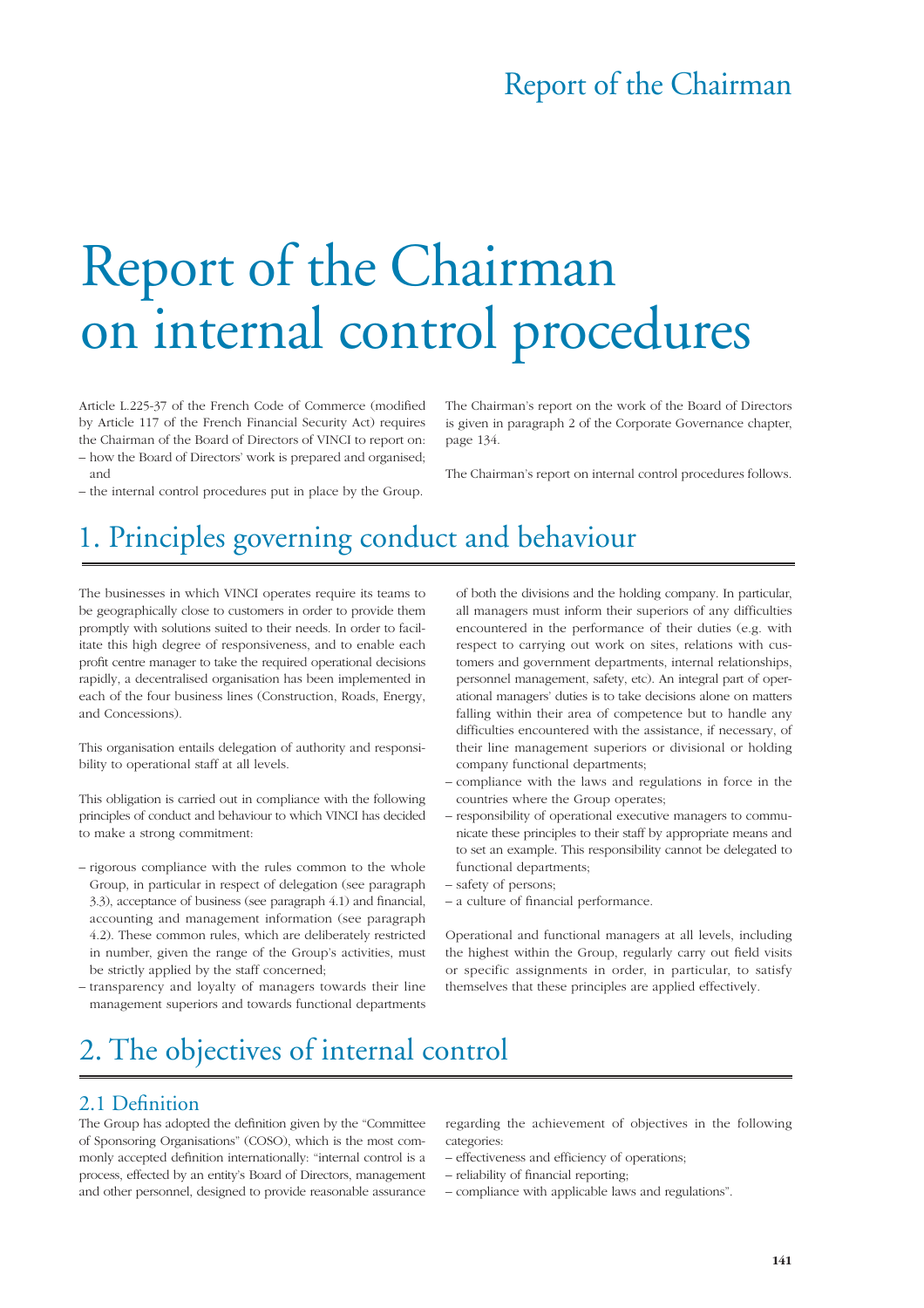# Report of the Chairman on internal control procedures

Article L.225-37 of the French Code of Commerce (modified by Article 117 of the French Financial Security Act) requires the Chairman of the Board of Directors of VINCI to report on:

– how the Board of Directors' work is prepared and organised; and
– the internal control procedures put in place by the Group.

The Chairman's report on the work of the Board of Directors is given in paragraph 2 of the Corporate Governance chapter, page 134.

The Chairman's report on internal control procedures follows.

## 1. Principles governing conduct and behaviour

The businesses in which VINCI operates require its teams to be geographically close to customers in order to provide them promptly with solutions suited to their needs. In order to facilitate this high degree of responsiveness, and to enable each profit centre manager to take the required operational decisions rapidly, a decentralised organisation has been implemented in each of the four business lines (Construction, Roads, Energy, and Concessions).

This organisation entails delegation of authority and responsibility to operational staff at all levels.

This obligation is carried out in compliance with the following principles of conduct and behaviour to which VINCI has decided to make a strong commitment:

– rigorous compliance with the rules common to the whole Group, in particular in respect of delegation (see paragraph 3.3), acceptance of business (see paragraph 4.1) and financial, accounting and management information (see paragraph 4.2). These common rules, which are deliberately restricted in number, given the range of the Group's activities, must be strictly applied by the staff concerned;
– transparency and loyalty of managers towards their line management superiors and towards functional departments of both the divisions and the holding company. In particular, all managers must inform their superiors of any difficulties encountered in the performance of their duties (e.g. with respect to carrying out work on sites, relations with customers and government departments, internal relationships, personnel management, safety, etc). An integral part of operational managers' duties is to take decisions alone on matters falling within their area of competence but to handle any difficulties encountered with the assistance, if necessary, of their line management superiors or divisional or holding company functional departments;
– compliance with the laws and regulations in force in the countries where the Group operates;
– responsibility of operational executive managers to communicate these principles to their staff by appropriate means and to set an example. This responsibility cannot be delegated to functional departments;
– safety of persons;
– a culture of financial performance.

Operational and functional managers at all levels, including the highest within the Group, regularly carry out field visits or specific assignments in order, in particular, to satisfy themselves that these principles are applied effectively.

## 2. The objectives of internal control

### 2.1 Definition

The Group has adopted the definition given by the "Committee of Sponsoring Organisations" (COSO), which is the most commonly accepted definition internationally: "internal control is a process, effected by an entity's Board of Directors, management and other personnel, designed to provide reasonable assurance regarding the achievement of objectives in the following categories:

– effectiveness and efficiency of operations;
– reliability of financial reporting;
– compliance with applicable laws and regulations".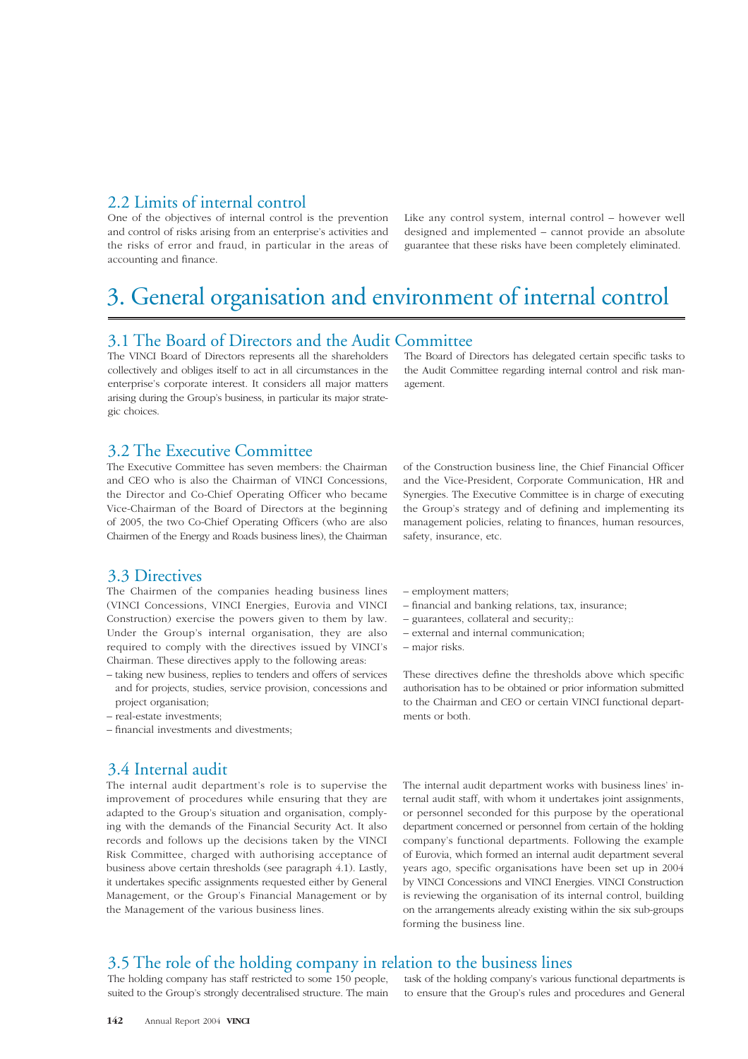## 2.2 Limits of internal control

One of the objectives of internal control is the prevention and control of risks arising from an enterprise's activities and the risks of error and fraud, in particular in the areas of accounting and finance.

Like any control system, internal control – however well designed and implemented – cannot provide an absolute guarantee that these risks have been completely eliminated.

# 3. General organisation and environment of internal control

## 3.1 The Board of Directors and the Audit Committee

The VINCI Board of Directors represents all the shareholders collectively and obliges itself to act in all circumstances in the enterprise's corporate interest. It considers all major matters arising during the Group's business, in particular its major strategic choices.

The Board of Directors has delegated certain specific tasks to the Audit Committee regarding internal control and risk management.

## 3.2 The Executive Committee

The Executive Committee has seven members: the Chairman and CEO who is also the Chairman of VINCI Concessions, the Director and Co-Chief Operating Officer who became Vice-Chairman of the Board of Directors at the beginning of 2005, the two Co-Chief Operating Officers (who are also Chairmen of the Energy and Roads business lines), the Chairman of the Construction business line, the Chief Financial Officer and the Vice-President, Corporate Communication, HR and Synergies. The Executive Committee is in charge of executing the Group's strategy and of defining and implementing its management policies, relating to finances, human resources, safety, insurance, etc.

## 3.3 Directives

The Chairmen of the companies heading business lines (VINCI Concessions, VINCI Energies, Eurovia and VINCI Construction) exercise the powers given to them by law. Under the Group's internal organisation, they are also required to comply with the directives issued by VINCI's Chairman. These directives apply to the following areas:

- taking new business, replies to tenders and offers of services and for projects, studies, service provision, concessions and project organisation;
- real-estate investments;
- financial investments and divestments;
- employment matters;
- financial and banking relations, tax, insurance;
- guarantees, collateral and security;:
- external and internal communication;
- major risks.

These directives define the thresholds above which specific authorisation has to be obtained or prior information submitted to the Chairman and CEO or certain VINCI functional departments or both.

## 3.4 Internal audit

The internal audit department's role is to supervise the improvement of procedures while ensuring that they are adapted to the Group's situation and organisation, complying with the demands of the Financial Security Act. It also records and follows up the decisions taken by the VINCI Risk Committee, charged with authorising acceptance of business above certain thresholds (see paragraph 4.1). Lastly, it undertakes specific assignments requested either by General Management, or the Group's Financial Management or by the Management of the various business lines.

The internal audit department works with business lines' internal audit staff, with whom it undertakes joint assignments, or personnel seconded for this purpose by the operational department concerned or personnel from certain of the holding company's functional departments. Following the example of Eurovia, which formed an internal audit department several years ago, specific organisations have been set up in 2004 by VINCI Concessions and VINCI Energies. VINCI Construction is reviewing the organisation of its internal control, building on the arrangements already existing within the six sub-groups forming the business line.

## 3.5 The role of the holding company in relation to the business lines

The holding company has staff restricted to some 150 people, suited to the Group's strongly decentralised structure. The main task of the holding company's various functional departments is to ensure that the Group's rules and procedures and General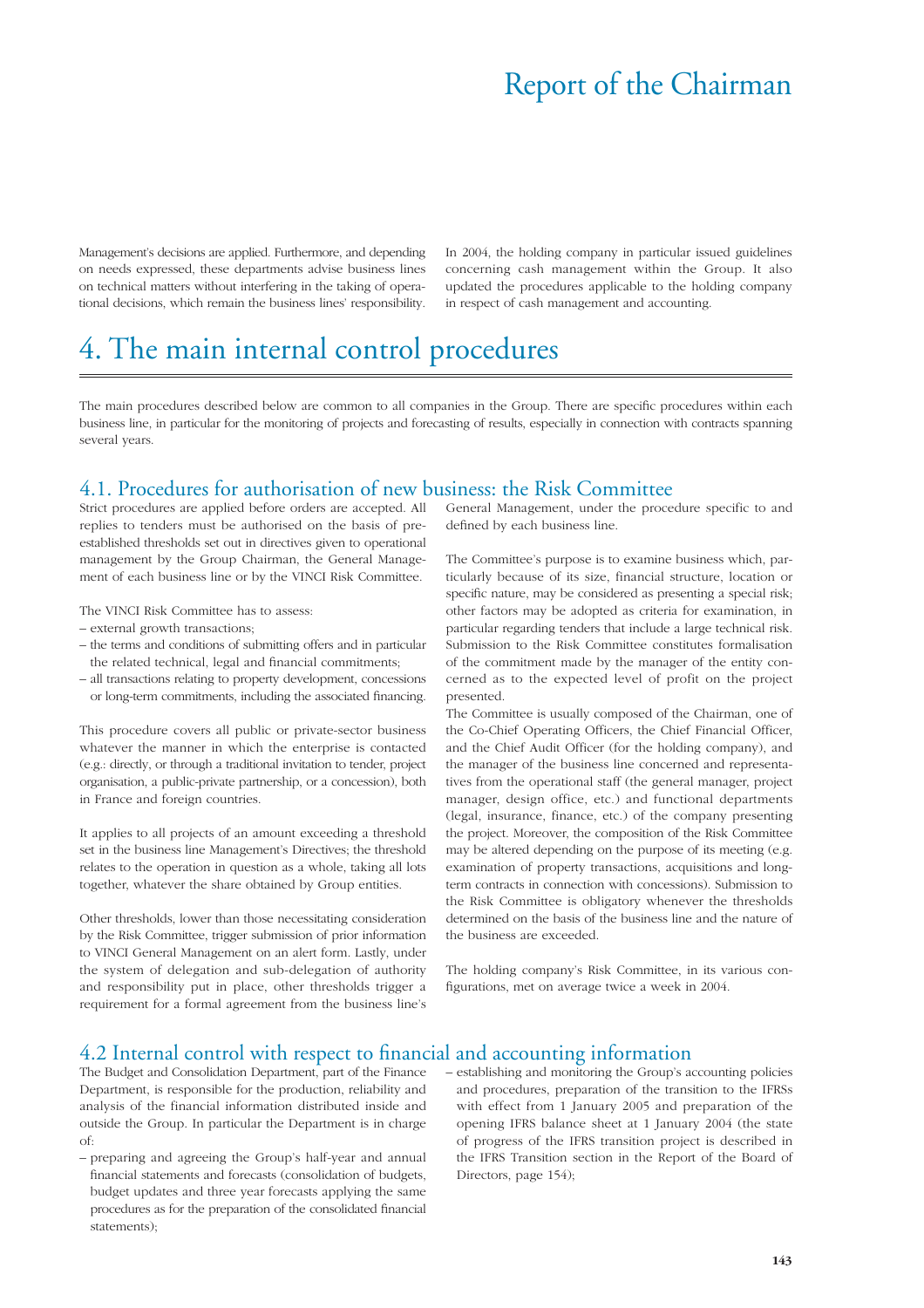Management's decisions are applied. Furthermore, and depending on needs expressed, these departments advise business lines on technical matters without interfering in the taking of operational decisions, which remain the business lines' responsibility.

In 2004, the holding company in particular issued guidelines concerning cash management within the Group. It also updated the procedures applicable to the holding company in respect of cash management and accounting.

# 4. The main internal control procedures

The main procedures described below are common to all companies in the Group. There are specific procedures within each business line, in particular for the monitoring of projects and forecasting of results, especially in connection with contracts spanning several years.

## 4.1. Procedures for authorisation of new business: the Risk Committee

Strict procedures are applied before orders are accepted. All replies to tenders must be authorised on the basis of pre-established thresholds set out in directives given to operational management by the Group Chairman, the General Management of each business line or by the VINCI Risk Committee.

The VINCI Risk Committee has to assess:

– external growth transactions;
– the terms and conditions of submitting offers and in particular the related technical, legal and financial commitments;
– all transactions relating to property development, concessions or long-term commitments, including the associated financing.

This procedure covers all public or private-sector business whatever the manner in which the enterprise is contacted (e.g.: directly, or through a traditional invitation to tender, project organisation, a public-private partnership, or a concession), both in France and foreign countries.

It applies to all projects of an amount exceeding a threshold set in the business line Management's Directives; the threshold relates to the operation in question as a whole, taking all lots together, whatever the share obtained by Group entities.

Other thresholds, lower than those necessitating consideration by the Risk Committee, trigger submission of prior information to VINCI General Management on an alert form. Lastly, under the system of delegation and sub-delegation of authority and responsibility put in place, other thresholds trigger a requirement for a formal agreement from the business line's General Management, under the procedure specific to and defined by each business line.

The Committee's purpose is to examine business which, particularly because of its size, financial structure, location or specific nature, may be considered as presenting a special risk; other factors may be adopted as criteria for examination, in particular regarding tenders that include a large technical risk. Submission to the Risk Committee constitutes formalisation of the commitment made by the manager of the entity concerned as to the expected level of profit on the project presented.

The Committee is usually composed of the Chairman, one of the Co-Chief Operating Officers, the Chief Financial Officer, and the Chief Audit Officer (for the holding company), and the manager of the business line concerned and representatives from the operational staff (the general manager, project manager, design office, etc.) and functional departments (legal, insurance, finance, etc.) of the company presenting the project. Moreover, the composition of the Risk Committee may be altered depending on the purpose of its meeting (e.g. examination of property transactions, acquisitions and long-term contracts in connection with concessions). Submission to the Risk Committee is obligatory whenever the thresholds determined on the basis of the business line and the nature of the business are exceeded.

The holding company's Risk Committee, in its various configurations, met on average twice a week in 2004.

## 4.2 Internal control with respect to financial and accounting information

The Budget and Consolidation Department, part of the Finance Department, is responsible for the production, reliability and analysis of the financial information distributed inside and outside the Group. In particular the Department is in charge of:

– preparing and agreeing the Group's half-year and annual financial statements and forecasts (consolidation of budgets, budget updates and three year forecasts applying the same procedures as for the preparation of the consolidated financial statements);
– establishing and monitoring the Group's accounting policies and procedures, preparation of the transition to the IFRSs with effect from 1 January 2005 and preparation of the opening IFRS balance sheet at 1 January 2004 (the state of progress of the IFRS transition project is described in the IFRS Transition section in the Report of the Board of Directors, page 154);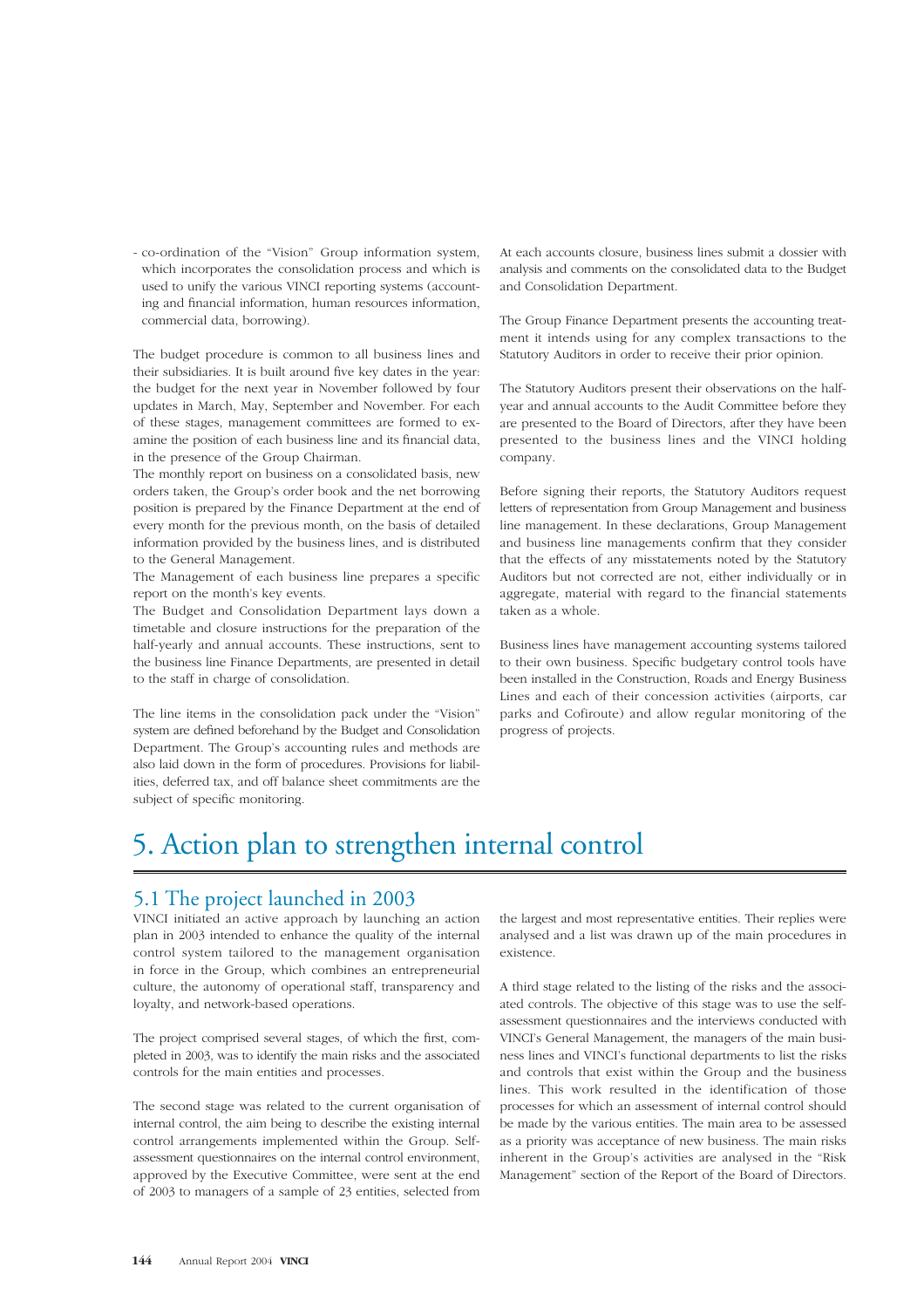- co-ordination of the "Vision" Group information system, which incorporates the consolidation process and which is used to unify the various VINCI reporting systems (accounting and financial information, human resources information, commercial data, borrowing).

The budget procedure is common to all business lines and their subsidiaries. It is built around five key dates in the year: the budget for the next year in November followed by four updates in March, May, September and November. For each of these stages, management committees are formed to examine the position of each business line and its financial data, in the presence of the Group Chairman.

The monthly report on business on a consolidated basis, new orders taken, the Group's order book and the net borrowing position is prepared by the Finance Department at the end of every month for the previous month, on the basis of detailed information provided by the business lines, and is distributed to the General Management.

The Management of each business line prepares a specific report on the month's key events.

The Budget and Consolidation Department lays down a timetable and closure instructions for the preparation of the half-yearly and annual accounts. These instructions, sent to the business line Finance Departments, are presented in detail to the staff in charge of consolidation.

The line items in the consolidation pack under the "Vision" system are defined beforehand by the Budget and Consolidation Department. The Group's accounting rules and methods are also laid down in the form of procedures. Provisions for liabilities, deferred tax, and off balance sheet commitments are the subject of specific monitoring.

At each accounts closure, business lines submit a dossier with analysis and comments on the consolidated data to the Budget and Consolidation Department.

The Group Finance Department presents the accounting treatment it intends using for any complex transactions to the Statutory Auditors in order to receive their prior opinion.

The Statutory Auditors present their observations on the half-year and annual accounts to the Audit Committee before they are presented to the Board of Directors, after they have been presented to the business lines and the VINCI holding company.

Before signing their reports, the Statutory Auditors request letters of representation from Group Management and business line management. In these declarations, Group Management and business line managements confirm that they consider that the effects of any misstatements noted by the Statutory Auditors but not corrected are not, either individually or in aggregate, material with regard to the financial statements taken as a whole.

Business lines have management accounting systems tailored to their own business. Specific budgetary control tools have been installed in the Construction, Roads and Energy Business Lines and each of their concession activities (airports, car parks and Cofiroute) and allow regular monitoring of the progress of projects.

# 5. Action plan to strengthen internal control

## 5.1 The project launched in 2003

VINCI initiated an active approach by launching an action plan in 2003 intended to enhance the quality of the internal control system tailored to the management organisation in force in the Group, which combines an entrepreneurial culture, the autonomy of operational staff, transparency and loyalty, and network-based operations.

The project comprised several stages, of which the first, completed in 2003, was to identify the main risks and the associated controls for the main entities and processes.

The second stage was related to the current organisation of internal control, the aim being to describe the existing internal control arrangements implemented within the Group. Self-assessment questionnaires on the internal control environment, approved by the Executive Committee, were sent at the end of 2003 to managers of a sample of 23 entities, selected from the largest and most representative entities. Their replies were analysed and a list was drawn up of the main procedures in existence.

A third stage related to the listing of the risks and the associated controls. The objective of this stage was to use the self-assessment questionnaires and the interviews conducted with VINCI's General Management, the managers of the main business lines and VINCI's functional departments to list the risks and controls that exist within the Group and the business lines. This work resulted in the identification of those processes for which an assessment of internal control should be made by the various entities. The main area to be assessed as a priority was acceptance of new business. The main risks inherent in the Group's activities are analysed in the "Risk Management" section of the Report of the Board of Directors.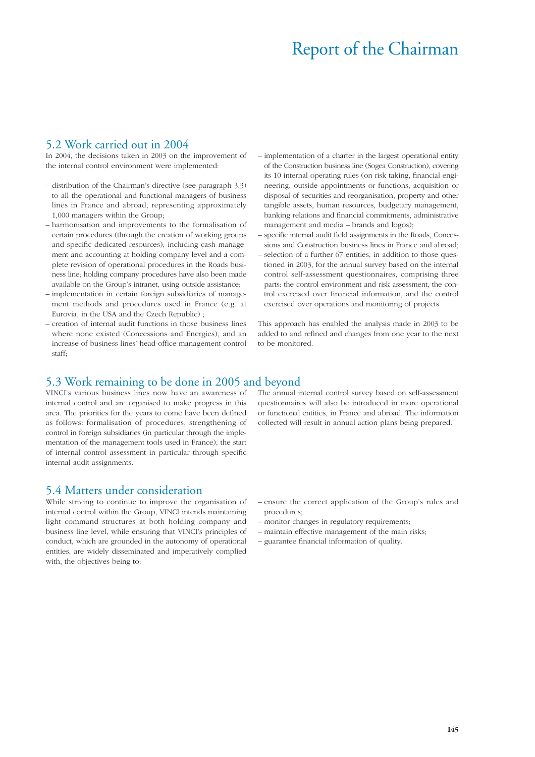## 5.2 Work carried out in 2004

In 2004, the decisions taken in 2003 on the improvement of the internal control environment were implemented:

- distribution of the Chairman's directive (see paragraph 3.3) to all the operational and functional managers of business lines in France and abroad, representing approximately 1,000 managers within the Group;
- harmonisation and improvements to the formalisation of certain procedures (through the creation of working groups and specific dedicated resources), including cash management and accounting at holding company level and a complete revision of operational procedures in the Roads business line; holding company procedures have also been made available on the Group's intranet, using outside assistance;
- implementation in certain foreign subsidiaries of management methods and procedures used in France (e.g. at Eurovia, in the USA and the Czech Republic) ;
- creation of internal audit functions in those business lines where none existed (Concessions and Energies), and an increase of business lines' head-office management control staff;
- implementation of a charter in the largest operational entity of the Construction business line (Sogea Construction), covering its 10 internal operating rules (on risk taking, financial engineering, outside appointments or functions, acquisition or disposal of securities and reorganisation, property and other tangible assets, human resources, budgetary management, banking relations and financial commitments, administrative management and media – brands and logos);
- specific internal audit field assignments in the Roads, Concessions and Construction business lines in France and abroad;
- selection of a further 67 entities, in addition to those questioned in 2003, for the annual survey based on the internal control self-assessment questionnaires, comprising three parts: the control environment and risk assessment, the control exercised over financial information, and the control exercised over operations and monitoring of projects.

This approach has enabled the analysis made in 2003 to be added to and refined and changes from one year to the next to be monitored.

## 5.3 Work remaining to be done in 2005 and beyond

VINCI's various business lines now have an awareness of internal control and are organised to make progress in this area. The priorities for the years to come have been defined as follows: formalisation of procedures, strengthening of control in foreign subsidiaries (in particular through the implementation of the management tools used in France), the start of internal control assessment in particular through specific internal audit assignments.

The annual internal control survey based on self-assessment questionnaires will also be introduced in more operational or functional entities, in France and abroad. The information collected will result in annual action plans being prepared.

## 5.4 Matters under consideration

While striving to continue to improve the organisation of internal control within the Group, VINCI intends maintaining light command structures at both holding company and business line level, while ensuring that VINCI's principles of conduct, which are grounded in the autonomy of operational entities, are widely disseminated and imperatively complied with, the objectives being to:

- ensure the correct application of the Group's rules and procedures;
- monitor changes in regulatory requirements;
- maintain effective management of the main risks;
- guarantee financial information of quality.